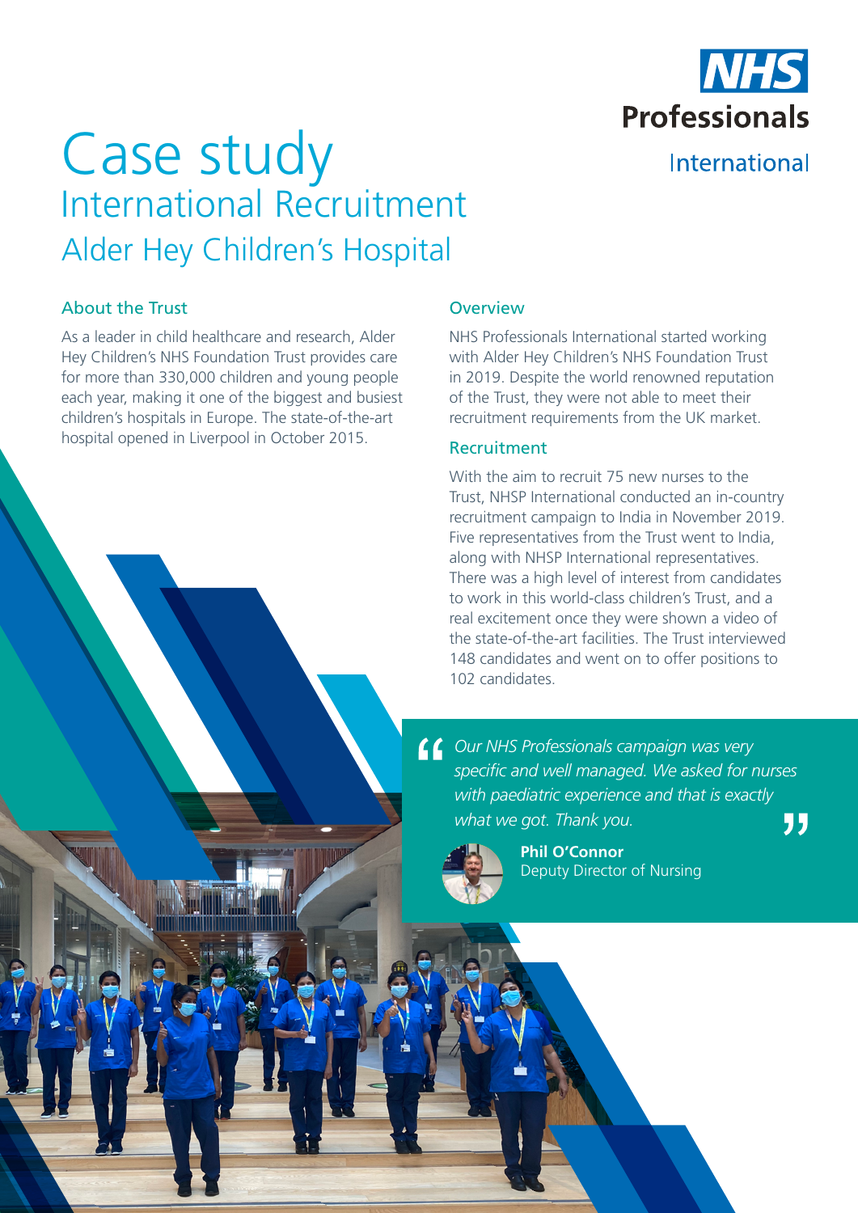NHS Professionals International

# Case study

## International Recruitment

## Alder Hey Children's Hospital

### About the Trust

As a leader in child healthcare and research, Alder Hey Children's NHS Foundation Trust provides care for more than 330,000 children and young people each year, making it one of the biggest and busiest children's hospitals in Europe. The state-of-the-art hospital opened in Liverpool in October 2015.

### Overview

NHS Professionals International started working with Alder Hey Children's NHS Foundation Trust in 2019. Despite the world renowned reputation of the Trust, they were not able to meet their recruitment requirements from the UK market.

### Recruitment

With the aim to recruit 75 new nurses to the Trust, NHSP International conducted an in-country recruitment campaign to India in November 2019. Five representatives from the Trust went to India, along with NHSP International representatives. There was a high level of interest from candidates to work in this world-class children's Trust, and a real excitement once they were shown a video of the state-of-the-art facilities. The Trust interviewed 148 candidates and went on to offer positions to 102 candidates.

> *"Our NHS Professionals campaign was very specific and well managed. We asked for nurses with paediatric experience and that is exactly what we got. Thank you."*
>
> **Phil O'Connor**
> Deputy Director of Nursing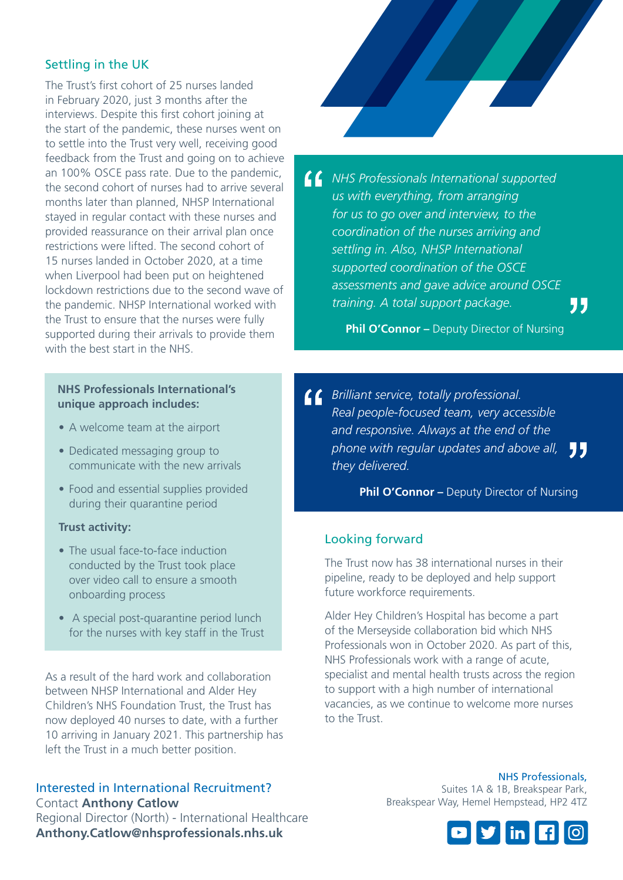## Settling in the UK

The Trust's first cohort of 25 nurses landed in February 2020, just 3 months after the interviews. Despite this first cohort joining at the start of the pandemic, these nurses went on to settle into the Trust very well, receiving good feedback from the Trust and going on to achieve an 100% OSCE pass rate. Due to the pandemic, the second cohort of nurses had to arrive several months later than planned, NHSP International stayed in regular contact with these nurses and provided reassurance on their arrival plan once restrictions were lifted. The second cohort of 15 nurses landed in October 2020, at a time when Liverpool had been put on heightened lockdown restrictions due to the second wave of the pandemic. NHSP International worked with the Trust to ensure that the nurses were fully supported during their arrivals to provide them with the best start in the NHS.

**NHS Professionals International's unique approach includes:**

- A welcome team at the airport
- Dedicated messaging group to communicate with the new arrivals
- Food and essential supplies provided during their quarantine period

**Trust activity:**

- The usual face-to-face induction conducted by the Trust took place over video call to ensure a smooth onboarding process
- A special post-quarantine period lunch for the nurses with key staff in the Trust

As a result of the hard work and collaboration between NHSP International and Alder Hey Children's NHS Foundation Trust, the Trust has now deployed 40 nurses to date, with a further 10 arriving in January 2021. This partnership has left the Trust in a much better position.

> *"NHS Professionals International supported us with everything, from arranging for us to go over and interview, to the coordination of the nurses arriving and settling in. Also, NHSP International supported coordination of the OSCE assessments and gave advice around OSCE training. A total support package."*
>
> **Phil O'Connor –** Deputy Director of Nursing

> *"Brilliant service, totally professional. Real people-focused team, very accessible and responsive. Always at the end of the phone with regular updates and above all, they delivered."*
>
> **Phil O'Connor –** Deputy Director of Nursing

## Looking forward

The Trust now has 38 international nurses in their pipeline, ready to be deployed and help support future workforce requirements.

Alder Hey Children's Hospital has become a part of the Merseyside collaboration bid which NHS Professionals won in October 2020. As part of this, NHS Professionals work with a range of acute, specialist and mental health trusts across the region to support with a high number of international vacancies, as we continue to welcome more nurses to the Trust.

### Interested in International Recruitment?

Contact **Anthony Catlow**
Regional Director (North) - International Healthcare
**Anthony.Catlow@nhsprofessionals.nhs.uk**

NHS Professionals,
Suites 1A & 1B, Breakspear Park,
Breakspear Way, Hemel Hempstead, HP2 4TZ